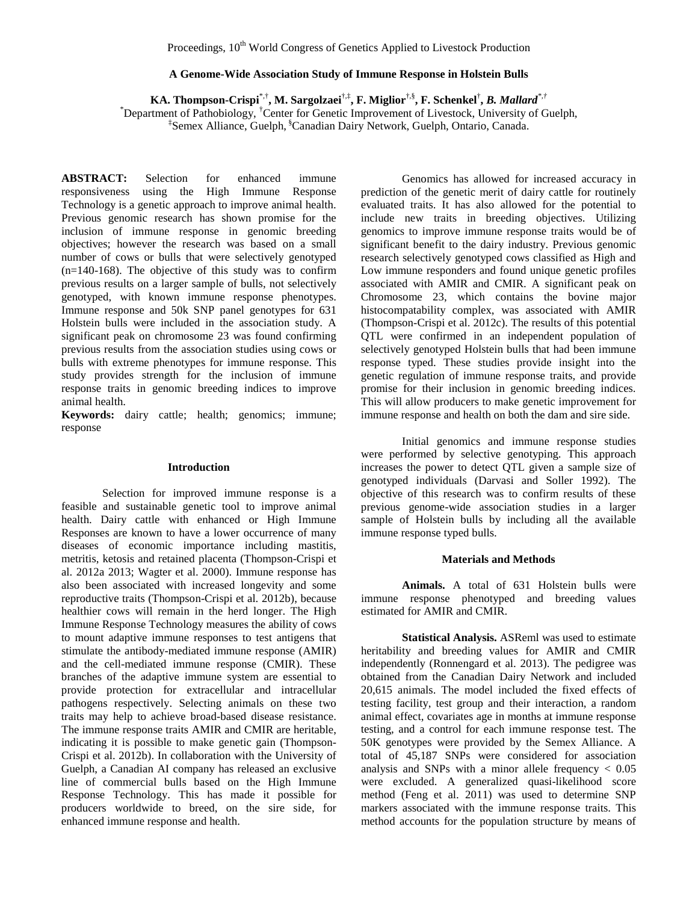Proceedings, 10th World Congress of Genetics Applied to Livestock Production

# A Genome-Wide Association Study of Immune Response in Holstein Bulls

**KA. Thompson-Crispi**[*,†], **M. Sargolzaei**[†,‡], **F. Miglior**[†,§], **F. Schenkel**[†], ***B. Mallard***[*,†]

[*]Department of Pathobiology, [†]Center for Genetic Improvement of Livestock, University of Guelph, [‡]Semex Alliance, Guelph, [§]Canadian Dairy Network, Guelph, Ontario, Canada.

**ABSTRACT:** Selection for enhanced immune responsiveness using the High Immune Response Technology is a genetic approach to improve animal health. Previous genomic research has shown promise for the inclusion of immune response in genomic breeding objectives; however the research was based on a small number of cows or bulls that were selectively genotyped (n=140-168). The objective of this study was to confirm previous results on a larger sample of bulls, not selectively genotyped, with known immune response phenotypes. Immune response and 50k SNP panel genotypes for 631 Holstein bulls were included in the association study. A significant peak on chromosome 23 was found confirming previous results from the association studies using cows or bulls with extreme phenotypes for immune response. This study provides strength for the inclusion of immune response traits in genomic breeding indices to improve animal health.

**Keywords:** dairy cattle; health; genomics; immune; response

## Introduction

Selection for improved immune response is a feasible and sustainable genetic tool to improve animal health. Dairy cattle with enhanced or High Immune Responses are known to have a lower occurrence of many diseases of economic importance including mastitis, metritis, ketosis and retained placenta (Thompson-Crispi et al. 2012a 2013; Wagter et al. 2000). Immune response has also been associated with increased longevity and some reproductive traits (Thompson-Crispi et al. 2012b), because healthier cows will remain in the herd longer. The High Immune Response Technology measures the ability of cows to mount adaptive immune responses to test antigens that stimulate the antibody-mediated immune response (AMIR) and the cell-mediated immune response (CMIR). These branches of the adaptive immune system are essential to provide protection for extracellular and intracellular pathogens respectively. Selecting animals on these two traits may help to achieve broad-based disease resistance. The immune response traits AMIR and CMIR are heritable, indicating it is possible to make genetic gain (Thompson-Crispi et al. 2012b). In collaboration with the University of Guelph, a Canadian AI company has released an exclusive line of commercial bulls based on the High Immune Response Technology. This has made it possible for producers worldwide to breed, on the sire side, for enhanced immune response and health.

Genomics has allowed for increased accuracy in prediction of the genetic merit of dairy cattle for routinely evaluated traits. It has also allowed for the potential to include new traits in breeding objectives. Utilizing genomics to improve immune response traits would be of significant benefit to the dairy industry. Previous genomic research selectively genotyped cows classified as High and Low immune responders and found unique genetic profiles associated with AMIR and CMIR. A significant peak on Chromosome 23, which contains the bovine major histocompatability complex, was associated with AMIR (Thompson-Crispi et al. 2012c). The results of this potential QTL were confirmed in an independent population of selectively genotyped Holstein bulls that had been immune response typed. These studies provide insight into the genetic regulation of immune response traits, and provide promise for their inclusion in genomic breeding indices. This will allow producers to make genetic improvement for immune response and health on both the dam and sire side.

Initial genomics and immune response studies were performed by selective genotyping. This approach increases the power to detect QTL given a sample size of genotyped individuals (Darvasi and Soller 1992). The objective of this research was to confirm results of these previous genome-wide association studies in a larger sample of Holstein bulls by including all the available immune response typed bulls.

## Materials and Methods

**Animals.** A total of 631 Holstein bulls were immune response phenotyped and breeding values estimated for AMIR and CMIR.

**Statistical Analysis.** ASReml was used to estimate heritability and breeding values for AMIR and CMIR independently (Ronnengard et al. 2013). The pedigree was obtained from the Canadian Dairy Network and included 20,615 animals. The model included the fixed effects of testing facility, test group and their interaction, a random animal effect, covariates age in months at immune response testing, and a control for each immune response test. The 50K genotypes were provided by the Semex Alliance. A total of 45,187 SNPs were considered for association analysis and SNPs with a minor allele frequency $< 0.05$ were excluded. A generalized quasi-likelihood score method (Feng et al. 2011) was used to determine SNP markers associated with the immune response traits. This method accounts for the population structure by means of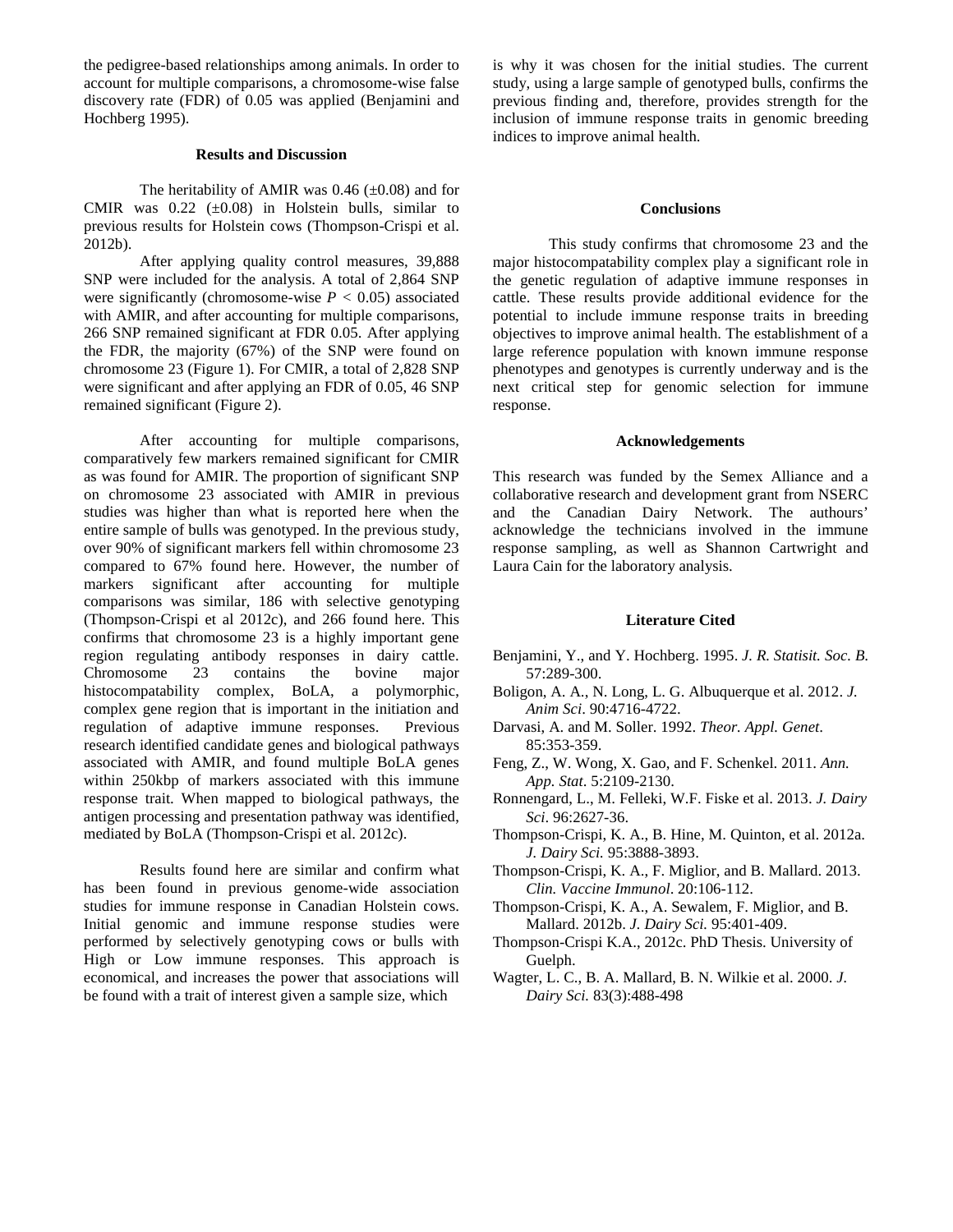the pedigree-based relationships among animals. In order to account for multiple comparisons, a chromosome-wise false discovery rate (FDR) of 0.05 was applied (Benjamini and Hochberg 1995).

## Results and Discussion

The heritability of AMIR was 0.46 (±0.08) and for CMIR was 0.22 (±0.08) in Holstein bulls, similar to previous results for Holstein cows (Thompson-Crispi et al. 2012b).

After applying quality control measures, 39,888 SNP were included for the analysis. A total of 2,864 SNP were significantly (chromosome-wise $P < 0.05$) associated with AMIR, and after accounting for multiple comparisons, 266 SNP remained significant at FDR 0.05. After applying the FDR, the majority (67%) of the SNP were found on chromosome 23 (Figure 1). For CMIR, a total of 2,828 SNP were significant and after applying an FDR of 0.05, 46 SNP remained significant (Figure 2).

After accounting for multiple comparisons, comparatively few markers remained significant for CMIR as was found for AMIR. The proportion of significant SNP on chromosome 23 associated with AMIR in previous studies was higher than what is reported here when the entire sample of bulls was genotyped. In the previous study, over 90% of significant markers fell within chromosome 23 compared to 67% found here. However, the number of markers significant after accounting for multiple comparisons was similar, 186 with selective genotyping (Thompson-Crispi et al 2012c), and 266 found here. This confirms that chromosome 23 is a highly important gene region regulating antibody responses in dairy cattle. Chromosome 23 contains the bovine major histocompatability complex, BoLA, a polymorphic, complex gene region that is important in the initiation and regulation of adaptive immune responses. Previous research identified candidate genes and biological pathways associated with AMIR, and found multiple BoLA genes within 250kbp of markers associated with this immune response trait. When mapped to biological pathways, the antigen processing and presentation pathway was identified, mediated by BoLA (Thompson-Crispi et al. 2012c).

Results found here are similar and confirm what has been found in previous genome-wide association studies for immune response in Canadian Holstein cows. Initial genomic and immune response studies were performed by selectively genotyping cows or bulls with High or Low immune responses. This approach is economical, and increases the power that associations will be found with a trait of interest given a sample size, which is why it was chosen for the initial studies. The current study, using a large sample of genotyped bulls, confirms the previous finding and, therefore, provides strength for the inclusion of immune response traits in genomic breeding indices to improve animal health.

## Conclusions

This study confirms that chromosome 23 and the major histocompatability complex play a significant role in the genetic regulation of adaptive immune responses in cattle. These results provide additional evidence for the potential to include immune response traits in breeding objectives to improve animal health. The establishment of a large reference population with known immune response phenotypes and genotypes is currently underway and is the next critical step for genomic selection for immune response.

## Acknowledgements

This research was funded by the Semex Alliance and a collaborative research and development grant from NSERC and the Canadian Dairy Network. The authours' acknowledge the technicians involved in the immune response sampling, as well as Shannon Cartwright and Laura Cain for the laboratory analysis.

## Literature Cited

Benjamini, Y., and Y. Hochberg. 1995. *J. R. Statisit. Soc. B.* 57:289-300.

Boligon, A. A., N. Long, L. G. Albuquerque et al. 2012. *J. Anim Sci*. 90:4716-4722.

Darvasi, A. and M. Soller. 1992. *Theor. Appl. Genet*. 85:353-359.

Feng, Z., W. Wong, X. Gao, and F. Schenkel. 2011. *Ann. App. Stat*. 5:2109-2130.

Ronnengard, L., M. Felleki, W.F. Fiske et al. 2013. *J. Dairy Sci*. 96:2627-36.

Thompson-Crispi, K. A., B. Hine, M. Quinton, et al. 2012a. *J. Dairy Sci.* 95:3888-3893.

Thompson-Crispi, K. A., F. Miglior, and B. Mallard. 2013. *Clin. Vaccine Immunol*. 20:106-112.

Thompson-Crispi, K. A., A. Sewalem, F. Miglior, and B. Mallard. 2012b. *J. Dairy Sci.* 95:401-409.

Thompson-Crispi K.A., 2012c. PhD Thesis. University of Guelph.

Wagter, L. C., B. A. Mallard, B. N. Wilkie et al. 2000. *J. Dairy Sci.* 83(3):488-498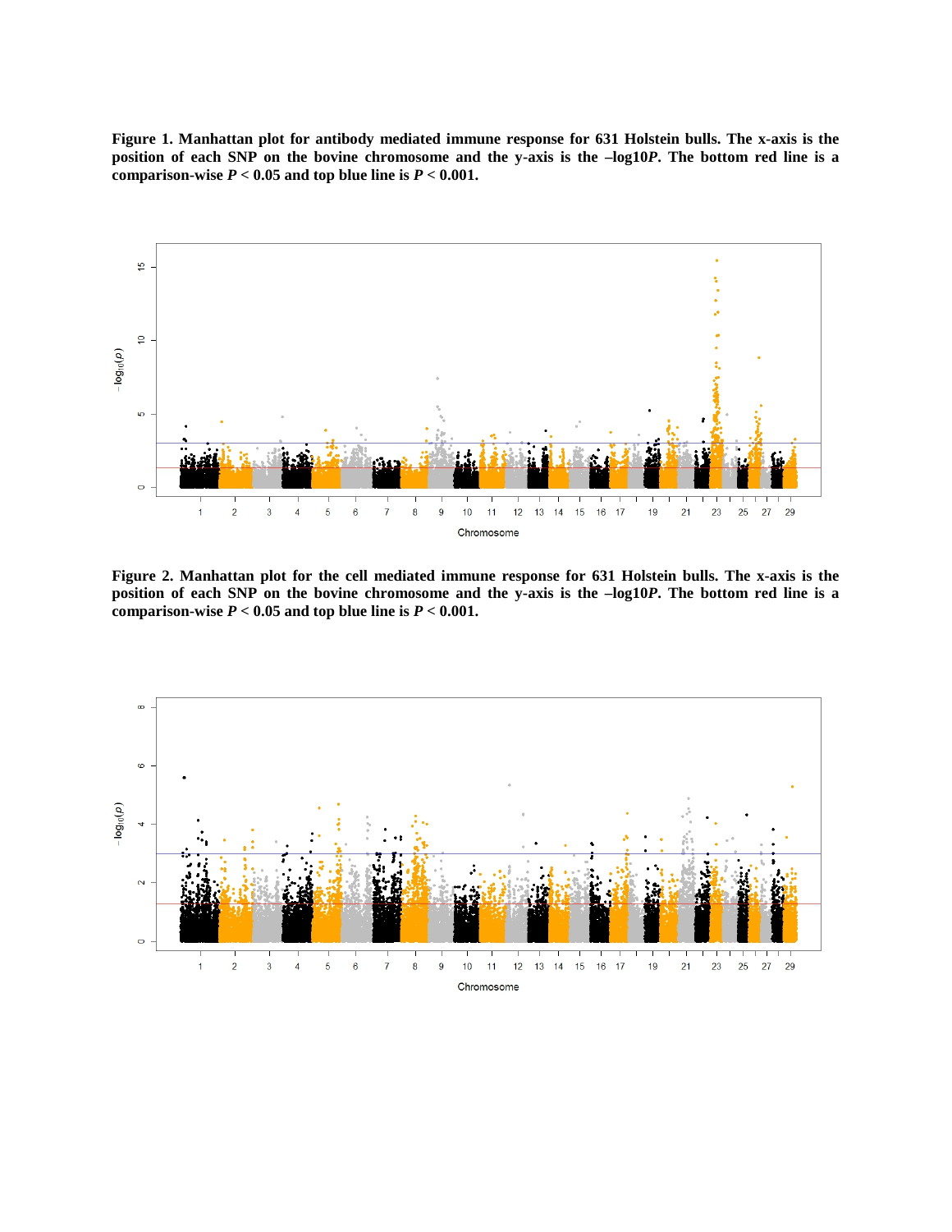**Figure 1. Manhattan plot for antibody mediated immune response for 631 Holstein bulls. The x-axis is the position of each SNP on the bovine chromosome and the y-axis is the –log10*P*. The bottom red line is a comparison-wise *P* < 0.05 and top blue line is *P* < 0.001.**

$-\log_{10}(p)$

0
5
10
15

1 2 3 4 5 6 7 8 9 10 11 12 13 14 15 16 17 19 21 23 25 27 29

Chromosome

**Figure 2. Manhattan plot for the cell mediated immune response for 631 Holstein bulls. The x-axis is the position of each SNP on the bovine chromosome and the y-axis is the –log10*P*. The bottom red line is a comparison-wise *P* < 0.05 and top blue line is *P* < 0.001.**

$-\log_{10}(p)$

0
2
4
6
8

1 2 3 4 5 6 7 8 9 10 11 12 13 14 15 16 17 19 21 23 25 27 29

Chromosome